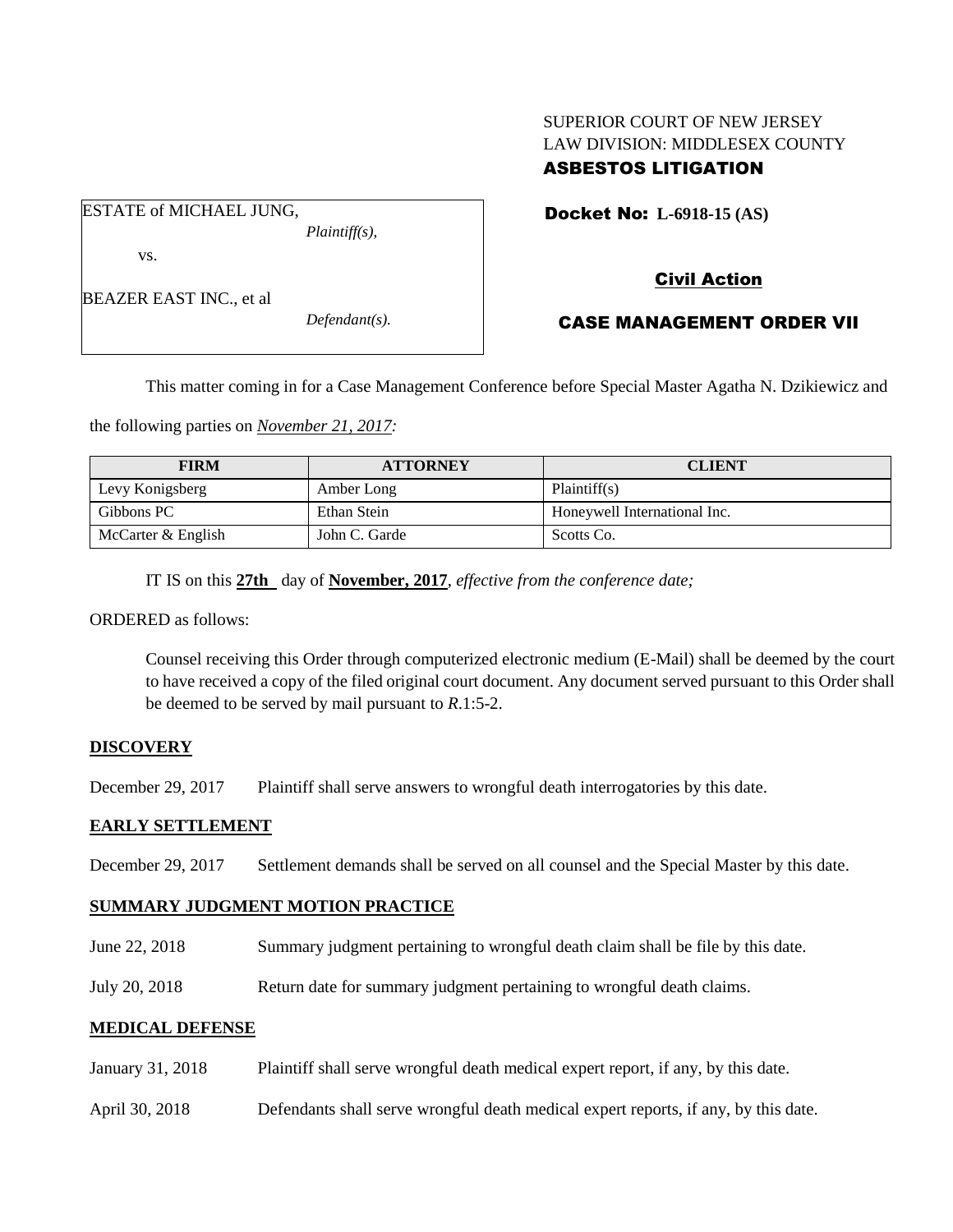SUPERIOR COURT OF NEW JERSEY
LAW DIVISION: MIDDLESEX COUNTY
**ASBESTOS LITIGATION**

ESTATE of MICHAEL JUNG,
*Plaintiff(s),*

vs.

BEAZER EAST INC., et al
*Defendant(s).*

**Docket No: L-6918-15 (AS)**

**Civil Action**

**CASE MANAGEMENT ORDER VII**

This matter coming in for a Case Management Conference before Special Master Agatha N. Dzikiewicz and the following parties on *November 21, 2017:*

| FIRM | ATTORNEY | CLIENT |
|---|---|---|
| Levy Konigsberg | Amber Long | Plaintiff(s) |
| Gibbons PC | Ethan Stein | Honeywell International Inc. |
| McCarter & English | John C. Garde | Scotts Co. |

IT IS on this **27th** day of **November, 2017**, *effective from the conference date;*

ORDERED as follows:

Counsel receiving this Order through computerized electronic medium (E-Mail) shall be deemed by the court to have received a copy of the filed original court document. Any document served pursuant to this Order shall be deemed to be served by mail pursuant to *R*.1:5-2.

**DISCOVERY**

December 29, 2017 Plaintiff shall serve answers to wrongful death interrogatories by this date.

**EARLY SETTLEMENT**

December 29, 2017 Settlement demands shall be served on all counsel and the Special Master by this date.

**SUMMARY JUDGMENT MOTION PRACTICE**

June 22, 2018 Summary judgment pertaining to wrongful death claim shall be file by this date.

July 20, 2018 Return date for summary judgment pertaining to wrongful death claims.

**MEDICAL DEFENSE**

January 31, 2018 Plaintiff shall serve wrongful death medical expert report, if any, by this date.

April 30, 2018 Defendants shall serve wrongful death medical expert reports, if any, by this date.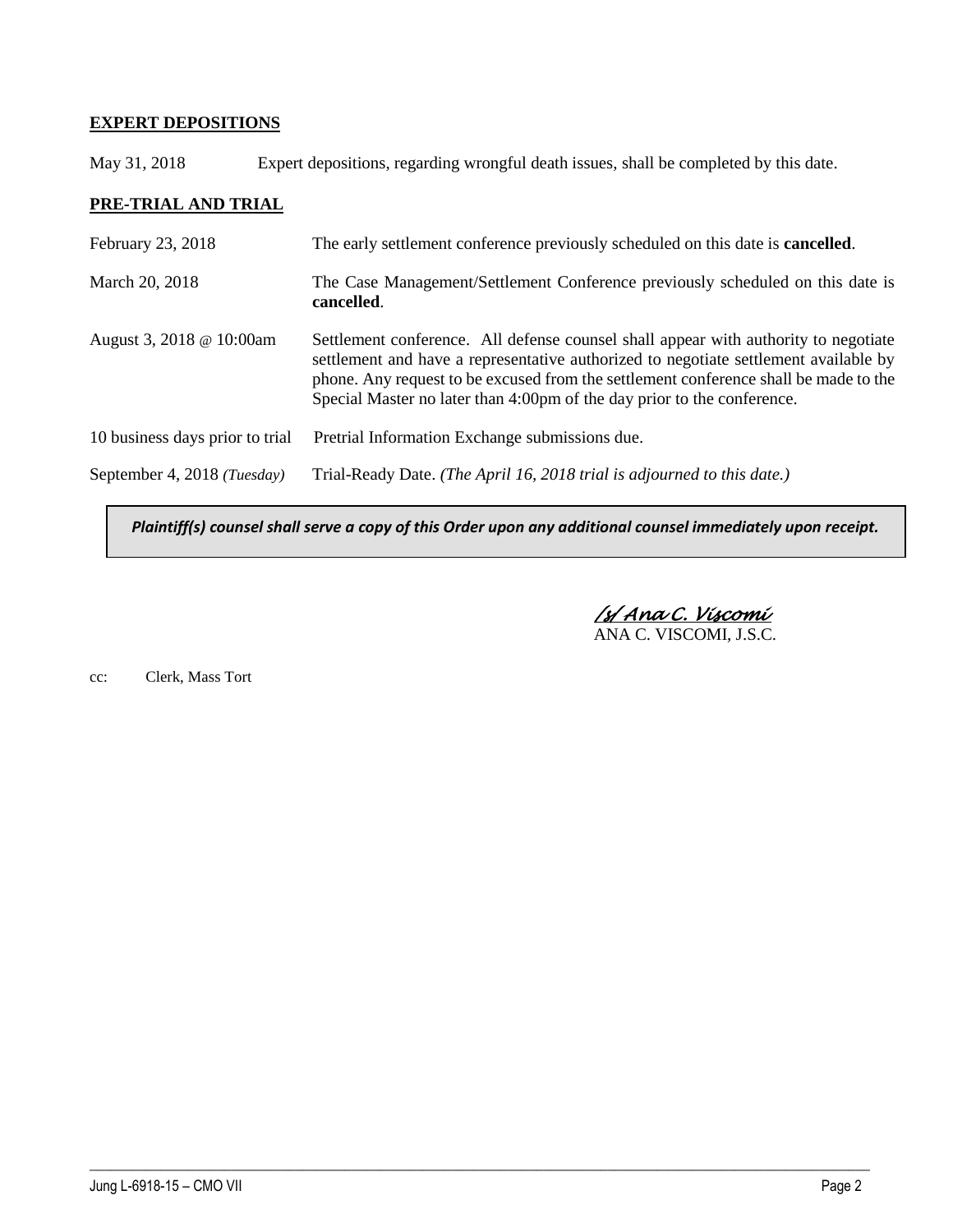**EXPERT DEPOSITIONS**

| | |
|---|---|
| May 31, 2018 | Expert depositions, regarding wrongful death issues, shall be completed by this date. |

**PRE-TRIAL AND TRIAL**

| | |
|---|---|
| February 23, 2018 | The early settlement conference previously scheduled on this date is **cancelled**. |
| March 20, 2018 | The Case Management/Settlement Conference previously scheduled on this date is **cancelled**. |
| August 3, 2018 @ 10:00am | Settlement conference. All defense counsel shall appear with authority to negotiate settlement and have a representative authorized to negotiate settlement available by phone. Any request to be excused from the settlement conference shall be made to the Special Master no later than 4:00pm of the day prior to the conference. |
| 10 business days prior to trial | Pretrial Information Exchange submissions due. |
| September 4, 2018 *(Tuesday)* | Trial-Ready Date. *(The April 16, 2018 trial is adjourned to this date.)* |

***Plaintiff(s) counsel shall serve a copy of this Order upon any additional counsel immediately upon receipt.***

*/s/ Ana C. Viscomi*
ANA C. VISCOMI, J.S.C.

cc: Clerk, Mass Tort